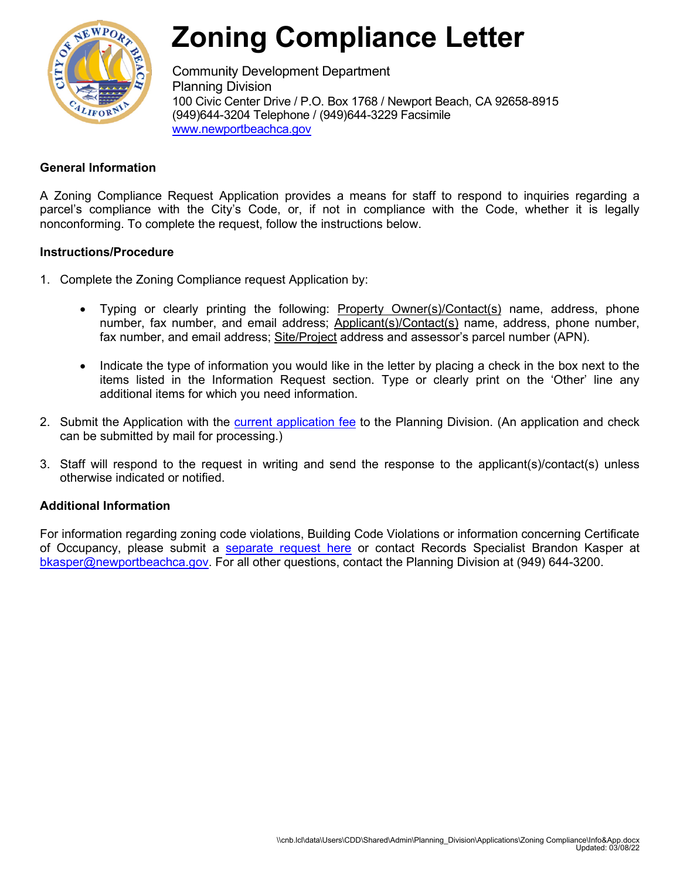# Zoning Compliance Letter

Community Development Department
Planning Division
100 Civic Center Drive / P.O. Box 1768 / Newport Beach, CA 92658-8915
(949)644-3204 Telephone / (949)644-3229 Facsimile
www.newportbeachca.gov

### General Information

A Zoning Compliance Request Application provides a means for staff to respond to inquiries regarding a parcel's compliance with the City's Code, or, if not in compliance with the Code, whether it is legally nonconforming. To complete the request, follow the instructions below.

### Instructions/Procedure

1. Complete the Zoning Compliance request Application by:

    - Typing or clearly printing the following: Property Owner(s)/Contact(s) name, address, phone number, fax number, and email address; Applicant(s)/Contact(s) name, address, phone number, fax number, and email address; Site/Project address and assessor's parcel number (APN).

    - Indicate the type of information you would like in the letter by placing a check in the box next to the items listed in the Information Request section. Type or clearly print on the 'Other' line any additional items for which you need information.

2. Submit the Application with the current application fee to the Planning Division. (An application and check can be submitted by mail for processing.)

3. Staff will respond to the request in writing and send the response to the applicant(s)/contact(s) unless otherwise indicated or notified.

### Additional Information

For information regarding zoning code violations, Building Code Violations or information concerning Certificate of Occupancy, please submit a separate request here or contact Records Specialist Brandon Kasper at bkasper@newportbeachca.gov. For all other questions, contact the Planning Division at (949) 644-3200.

\\cnb.lcl\data\Users\CDD\Shared\Admin\Planning_Division\Applications\Zoning Compliance\Info&App.docx
Updated: 03/08/22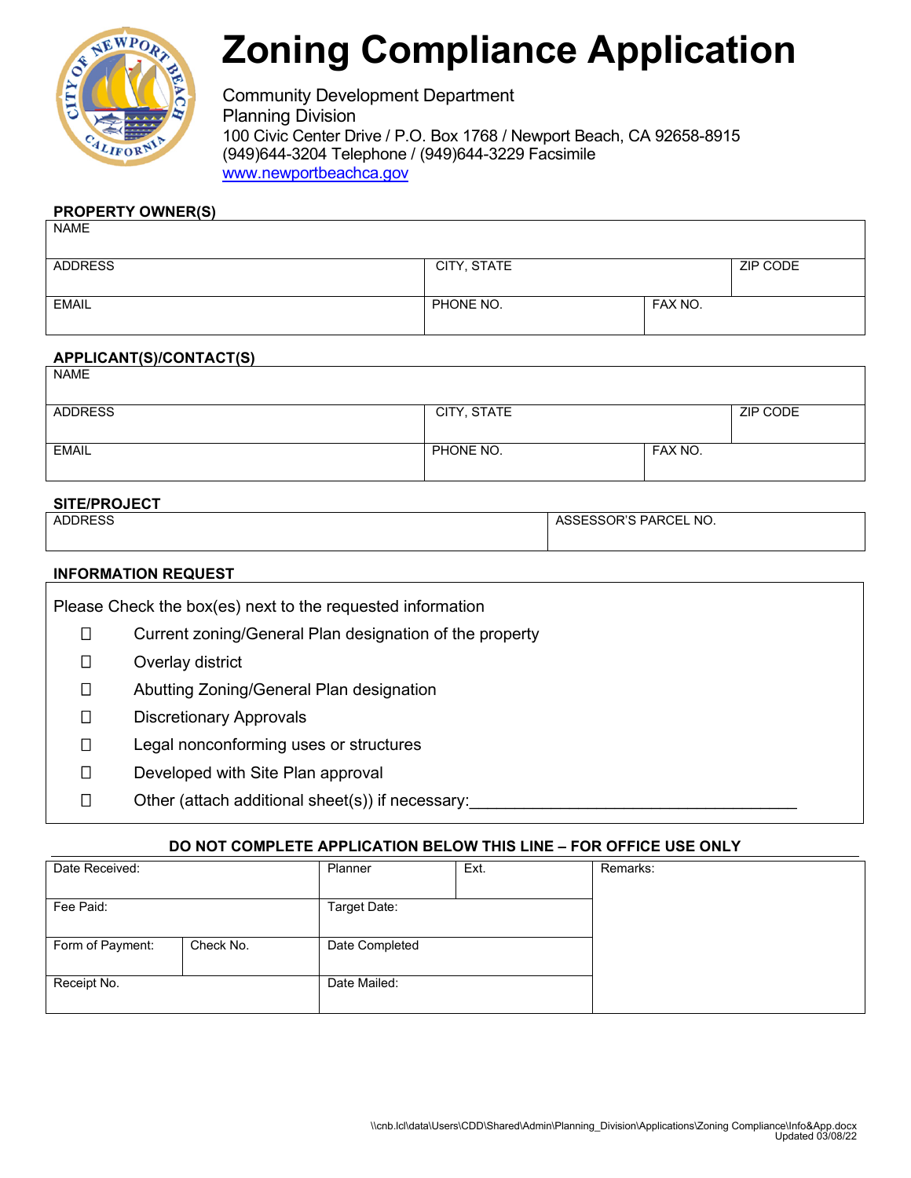# Zoning Compliance Application

Community Development Department
Planning Division
100 Civic Center Drive / P.O. Box 1768 / Newport Beach, CA 92658-8915
(949)644-3204 Telephone / (949)644-3229 Facsimile
www.newportbeachca.gov

**PROPERTY OWNER(S)**

| | | | |
|---|---|---|---|
| NAME | | | |
| ADDRESS | CITY, STATE | | ZIP CODE |
| EMAIL | PHONE NO. | FAX NO. | |

**APPLICANT(S)/CONTACT(S)**

| | | | |
|---|---|---|---|
| NAME | | | |
| ADDRESS | CITY, STATE | | ZIP CODE |
| EMAIL | PHONE NO. | FAX NO. | |

**SITE/PROJECT**

| | |
|---|---|
| ADDRESS | ASSESSOR'S PARCEL NO. |

**INFORMATION REQUEST**

Please Check the box(es) next to the requested information

- ☐ Current zoning/General Plan designation of the property
- ☐ Overlay district
- ☐ Abutting Zoning/General Plan designation
- ☐ Discretionary Approvals
- ☐ Legal nonconforming uses or structures
- ☐ Developed with Site Plan approval
- ☐ Other (attach additional sheet(s)) if necessary:____________________________________

**DO NOT COMPLETE APPLICATION BELOW THIS LINE – FOR OFFICE USE ONLY**

| | | | | |
|---|---|---|---|---|
| Date Received: | | Planner | Ext. | Remarks: |
| Fee Paid: | | Target Date: | | |
| Form of Payment: | Check No. | Date Completed | | |
| Receipt No. | | Date Mailed: | | |

\\cnb.lcl\data\Users\CDD\Shared\Admin\Planning_Division\Applications\Zoning Compliance\Info&App.docx
Updated 03/08/22